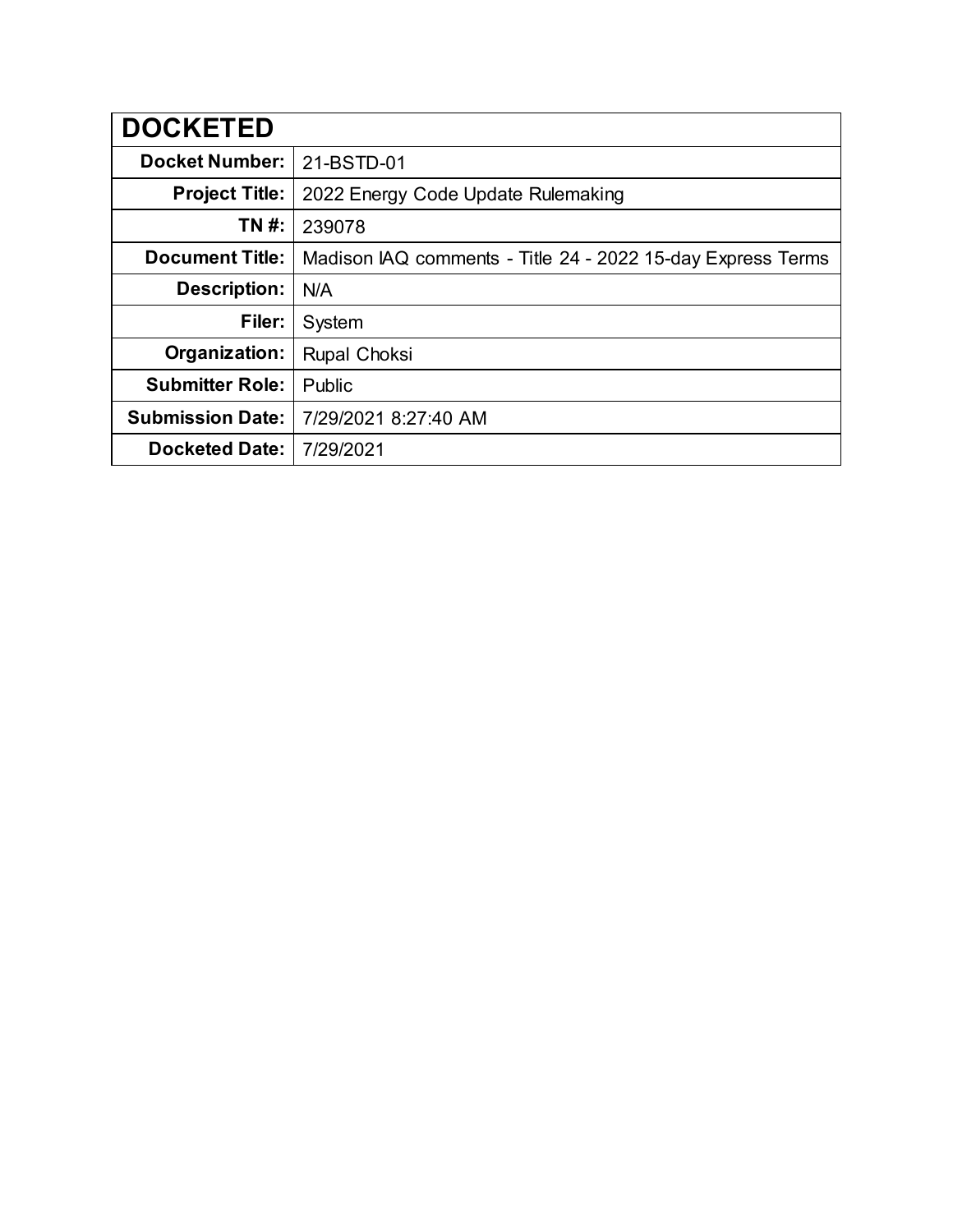| DOCKETED | |
|---|---|
| **Docket Number:** | 21-BSTD-01 |
| **Project Title:** | 2022 Energy Code Update Rulemaking |
| **TN #:** | 239078 |
| **Document Title:** | Madison IAQ comments - Title 24 - 2022 15-day Express Terms |
| **Description:** | N/A |
| **Filer:** | System |
| **Organization:** | Rupal Choksi |
| **Submitter Role:** | Public |
| **Submission Date:** | 7/29/2021 8:27:40 AM |
| **Docketed Date:** | 7/29/2021 |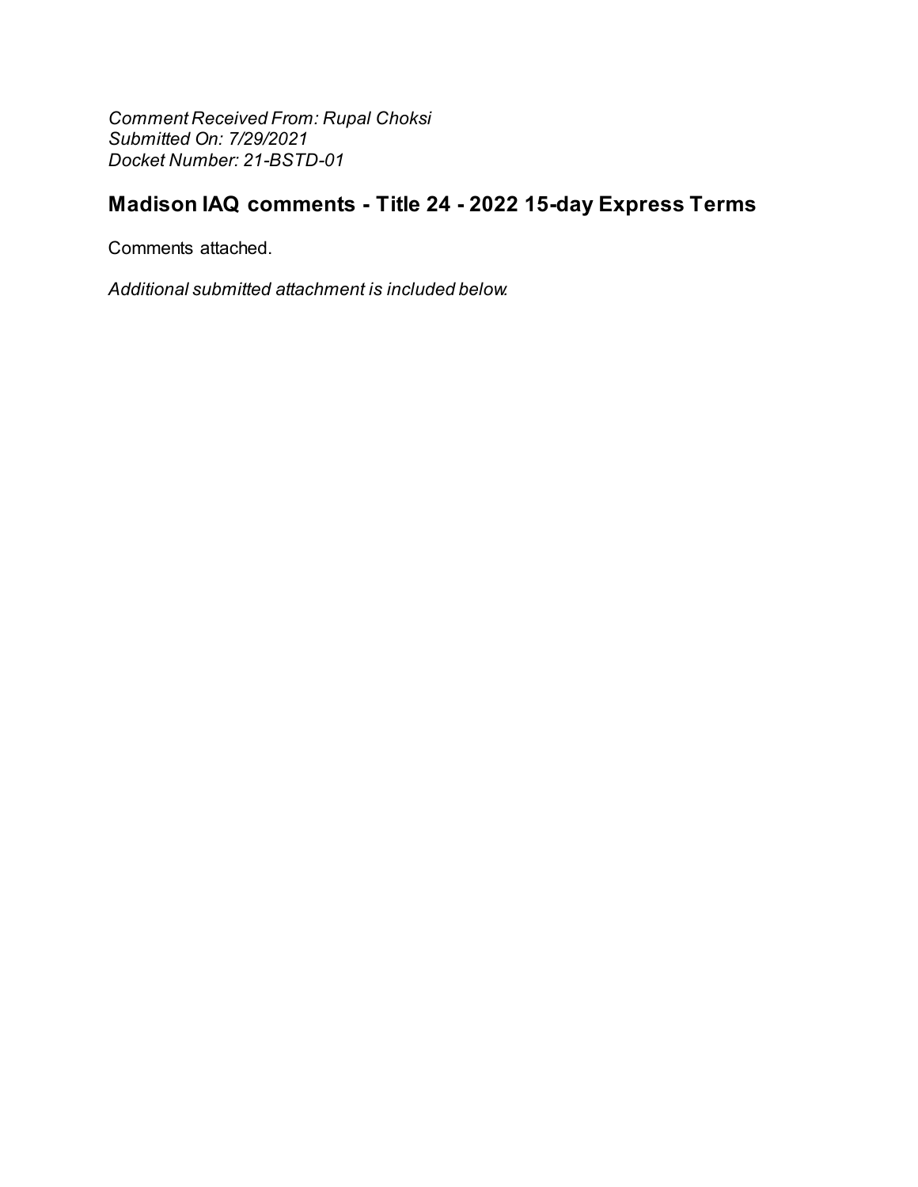*Comment Received From: Rupal Choksi*
*Submitted On: 7/29/2021*
*Docket Number: 21-BSTD-01*

## Madison IAQ comments - Title 24 - 2022 15-day Express Terms

Comments attached.

*Additional submitted attachment is included below.*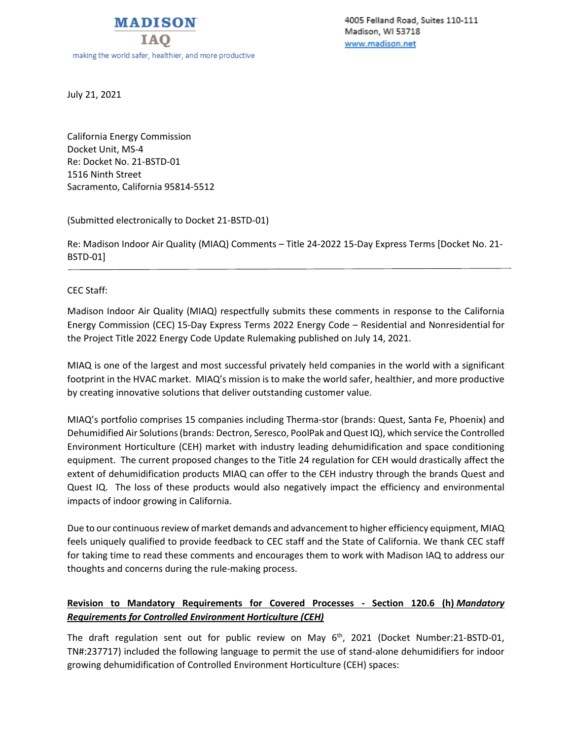MADISON IAQ

making the world safer, healthier, and more productive

4005 Felland Road, Suites 110-111
Madison, WI 53718
www.madison.net

July 21, 2021

California Energy Commission
Docket Unit, MS-4
Re: Docket No. 21-BSTD-01
1516 Ninth Street
Sacramento, California 95814-5512

(Submitted electronically to Docket 21-BSTD-01)

Re: Madison Indoor Air Quality (MIAQ) Comments – Title 24-2022 15-Day Express Terms [Docket No. 21-BSTD-01]

---

CEC Staff:

Madison Indoor Air Quality (MIAQ) respectfully submits these comments in response to the California Energy Commission (CEC) 15-Day Express Terms 2022 Energy Code – Residential and Nonresidential for the Project Title 2022 Energy Code Update Rulemaking published on July 14, 2021.

MIAQ is one of the largest and most successful privately held companies in the world with a significant footprint in the HVAC market. MIAQ's mission is to make the world safer, healthier, and more productive by creating innovative solutions that deliver outstanding customer value.

MIAQ's portfolio comprises 15 companies including Therma-stor (brands: Quest, Santa Fe, Phoenix) and Dehumidified Air Solutions (brands: Dectron, Seresco, PoolPak and Quest IQ), which service the Controlled Environment Horticulture (CEH) market with industry leading dehumidification and space conditioning equipment. The current proposed changes to the Title 24 regulation for CEH would drastically affect the extent of dehumidification products MIAQ can offer to the CEH industry through the brands Quest and Quest IQ. The loss of these products would also negatively impact the efficiency and environmental impacts of indoor growing in California.

Due to our continuous review of market demands and advancement to higher efficiency equipment, MIAQ feels uniquely qualified to provide feedback to CEC staff and the State of California. We thank CEC staff for taking time to read these comments and encourages them to work with Madison IAQ to address our thoughts and concerns during the rule-making process.

**Revision to Mandatory Requirements for Covered Processes - Section 120.6 (h) *Mandatory Requirements for Controlled Environment Horticulture (CEH)***

The draft regulation sent out for public review on May 6th, 2021 (Docket Number:21-BSTD-01, TN#:237717) included the following language to permit the use of stand-alone dehumidifiers for indoor growing dehumidification of Controlled Environment Horticulture (CEH) spaces: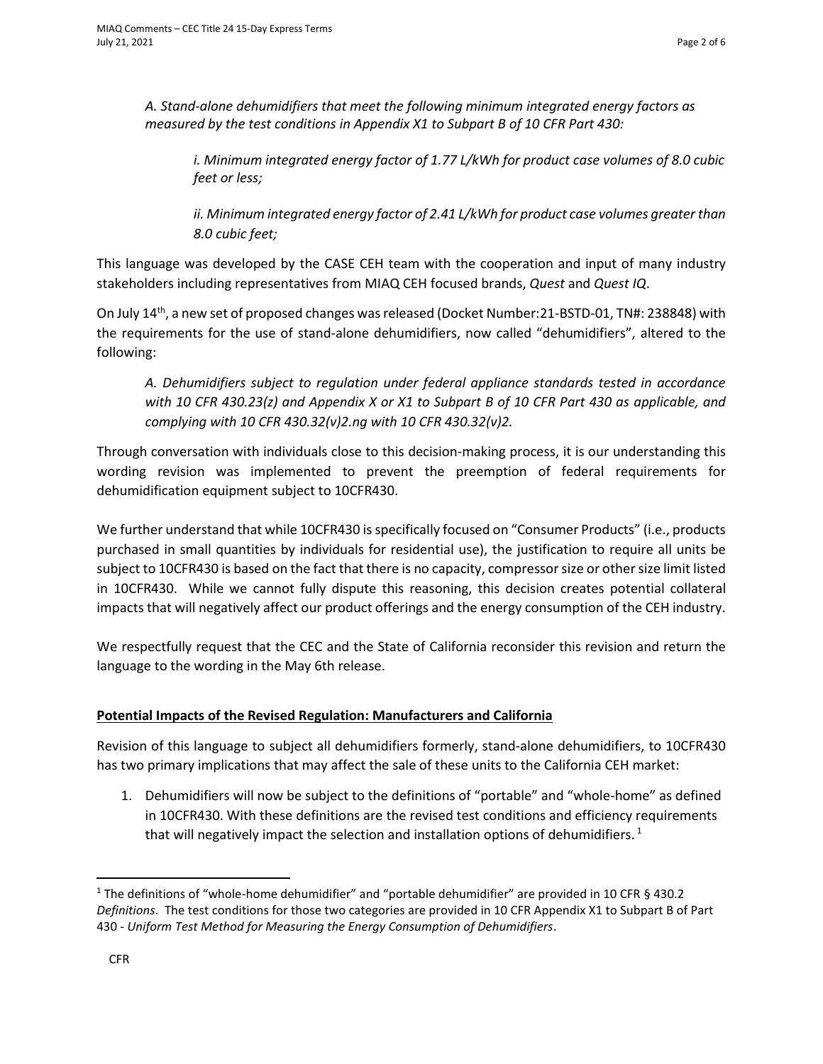*A. Stand-alone dehumidifiers that meet the following minimum integrated energy factors as measured by the test conditions in Appendix X1 to Subpart B of 10 CFR Part 430:*

> *i. Minimum integrated energy factor of 1.77 L/kWh for product case volumes of 8.0 cubic feet or less;*
>
> *ii. Minimum integrated energy factor of 2.41 L/kWh for product case volumes greater than 8.0 cubic feet;*

This language was developed by the CASE CEH team with the cooperation and input of many industry stakeholders including representatives from MIAQ CEH focused brands, *Quest* and *Quest IQ*.

On July 14th, a new set of proposed changes was released (Docket Number:21-BSTD-01, TN#: 238848) with the requirements for the use of stand-alone dehumidifiers, now called "dehumidifiers", altered to the following:

*A. Dehumidifiers subject to regulation under federal appliance standards tested in accordance with 10 CFR 430.23(z) and Appendix X or X1 to Subpart B of 10 CFR Part 430 as applicable, and complying with 10 CFR 430.32(v)2.ng with 10 CFR 430.32(v)2.*

Through conversation with individuals close to this decision-making process, it is our understanding this wording revision was implemented to prevent the preemption of federal requirements for dehumidification equipment subject to 10CFR430.

We further understand that while 10CFR430 is specifically focused on "Consumer Products" (i.e., products purchased in small quantities by individuals for residential use), the justification to require all units be subject to 10CFR430 is based on the fact that there is no capacity, compressor size or other size limit listed in 10CFR430. While we cannot fully dispute this reasoning, this decision creates potential collateral impacts that will negatively affect our product offerings and the energy consumption of the CEH industry.

We respectfully request that the CEC and the State of California reconsider this revision and return the language to the wording in the May 6th release.

**Potential Impacts of the Revised Regulation: Manufacturers and California**

Revision of this language to subject all dehumidifiers formerly, stand-alone dehumidifiers, to 10CFR430 has two primary implications that may affect the sale of these units to the California CEH market:

1. Dehumidifiers will now be subject to the definitions of "portable" and "whole-home" as defined in 10CFR430. With these definitions are the revised test conditions and efficiency requirements that will negatively impact the selection and installation options of dehumidifiers.[1]

[1] The definitions of "whole-home dehumidifier" and "portable dehumidifier" are provided in 10 CFR § 430.2 *Definitions*. The test conditions for those two categories are provided in 10 CFR Appendix X1 to Subpart B of Part 430 - *Uniform Test Method for Measuring the Energy Consumption of Dehumidifiers*.

CFR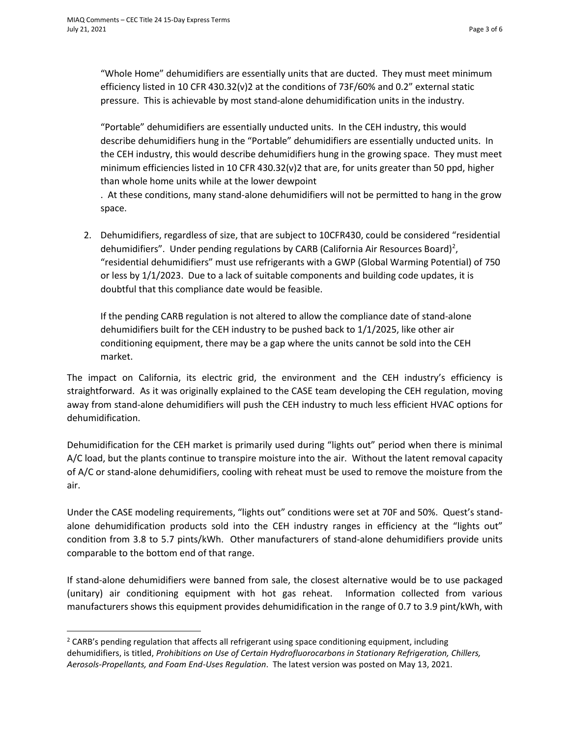"Whole Home" dehumidifiers are essentially units that are ducted. They must meet minimum efficiency listed in 10 CFR 430.32(v)2 at the conditions of 73F/60% and 0.2" external static pressure. This is achievable by most stand-alone dehumidification units in the industry.

"Portable" dehumidifiers are essentially unducted units. In the CEH industry, this would describe dehumidifiers hung in the "Portable" dehumidifiers are essentially unducted units. In the CEH industry, this would describe dehumidifiers hung in the growing space. They must meet minimum efficiencies listed in 10 CFR 430.32(v)2 that are, for units greater than 50 ppd, higher than whole home units while at the lower dewpoint

. At these conditions, many stand-alone dehumidifiers will not be permitted to hang in the grow space.

2. Dehumidifiers, regardless of size, that are subject to 10CFR430, could be considered "residential dehumidifiers". Under pending regulations by CARB (California Air Resources Board)[2], "residential dehumidifiers" must use refrigerants with a GWP (Global Warming Potential) of 750 or less by 1/1/2023. Due to a lack of suitable components and building code updates, it is doubtful that this compliance date would be feasible.

   If the pending CARB regulation is not altered to allow the compliance date of stand-alone dehumidifiers built for the CEH industry to be pushed back to 1/1/2025, like other air conditioning equipment, there may be a gap where the units cannot be sold into the CEH market.

The impact on California, its electric grid, the environment and the CEH industry's efficiency is straightforward. As it was originally explained to the CASE team developing the CEH regulation, moving away from stand-alone dehumidifiers will push the CEH industry to much less efficient HVAC options for dehumidification.

Dehumidification for the CEH market is primarily used during "lights out" period when there is minimal A/C load, but the plants continue to transpire moisture into the air. Without the latent removal capacity of A/C or stand-alone dehumidifiers, cooling with reheat must be used to remove the moisture from the air.

Under the CASE modeling requirements, "lights out" conditions were set at 70F and 50%. Quest's stand-alone dehumidification products sold into the CEH industry ranges in efficiency at the "lights out" condition from 3.8 to 5.7 pints/kWh. Other manufacturers of stand-alone dehumidifiers provide units comparable to the bottom end of that range.

If stand-alone dehumidifiers were banned from sale, the closest alternative would be to use packaged (unitary) air conditioning equipment with hot gas reheat. Information collected from various manufacturers shows this equipment provides dehumidification in the range of 0.7 to 3.9 pint/kWh, with

[2] CARB's pending regulation that affects all refrigerant using space conditioning equipment, including dehumidifiers, is titled, *Prohibitions on Use of Certain Hydrofluorocarbons in Stationary Refrigeration, Chillers, Aerosols-Propellants, and Foam End-Uses Regulation*. The latest version was posted on May 13, 2021.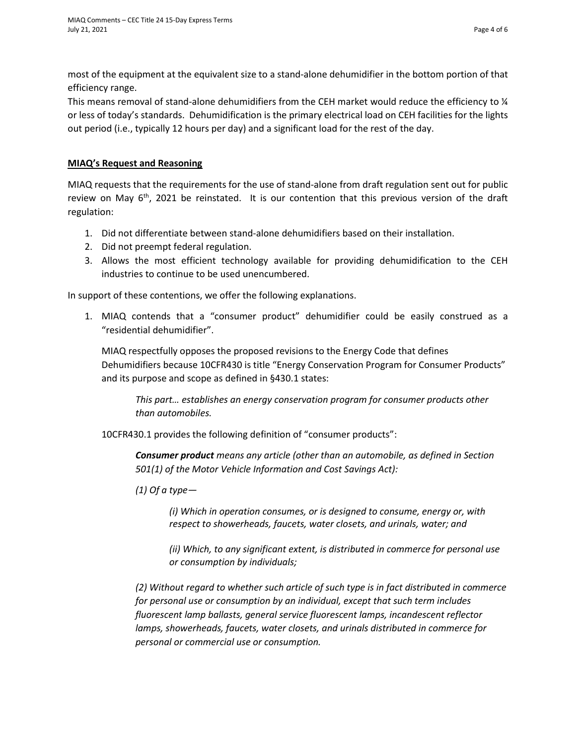most of the equipment at the equivalent size to a stand-alone dehumidifier in the bottom portion of that efficiency range.

This means removal of stand-alone dehumidifiers from the CEH market would reduce the efficiency to ¼ or less of today's standards. Dehumidification is the primary electrical load on CEH facilities for the lights out period (i.e., typically 12 hours per day) and a significant load for the rest of the day.

**MIAQ's Request and Reasoning**

MIAQ requests that the requirements for the use of stand-alone from draft regulation sent out for public review on May 6th, 2021 be reinstated. It is our contention that this previous version of the draft regulation:

1. Did not differentiate between stand-alone dehumidifiers based on their installation.
2. Did not preempt federal regulation.
3. Allows the most efficient technology available for providing dehumidification to the CEH industries to continue to be used unencumbered.

In support of these contentions, we offer the following explanations.

1. MIAQ contends that a "consumer product" dehumidifier could be easily construed as a "residential dehumidifier".

   MIAQ respectfully opposes the proposed revisions to the Energy Code that defines Dehumidifiers because 10CFR430 is title "Energy Conservation Program for Consumer Products" and its purpose and scope as defined in §430.1 states:

   > *This part… establishes an energy conservation program for consumer products other than automobiles.*

   10CFR430.1 provides the following definition of "consumer products":

   > ***Consumer product*** *means any article (other than an automobile, as defined in Section 501(1) of the Motor Vehicle Information and Cost Savings Act):*
   >
   > *(1) Of a type—*
   >
   > > *(i) Which in operation consumes, or is designed to consume, energy or, with respect to showerheads, faucets, water closets, and urinals, water; and*
   > >
   > > *(ii) Which, to any significant extent, is distributed in commerce for personal use or consumption by individuals;*
   >
   > *(2) Without regard to whether such article of such type is in fact distributed in commerce for personal use or consumption by an individual, except that such term includes fluorescent lamp ballasts, general service fluorescent lamps, incandescent reflector lamps, showerheads, faucets, water closets, and urinals distributed in commerce for personal or commercial use or consumption.*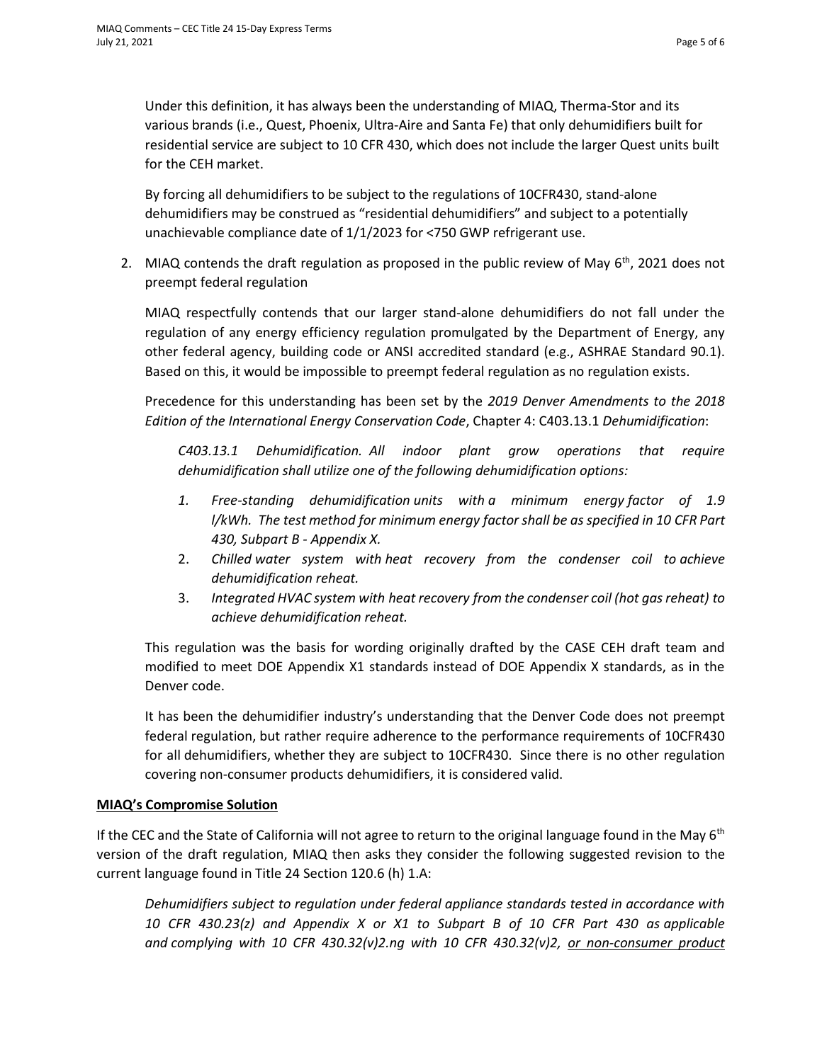Under this definition, it has always been the understanding of MIAQ, Therma-Stor and its various brands (i.e., Quest, Phoenix, Ultra-Aire and Santa Fe) that only dehumidifiers built for residential service are subject to 10 CFR 430, which does not include the larger Quest units built for the CEH market.

By forcing all dehumidifiers to be subject to the regulations of 10CFR430, stand-alone dehumidifiers may be construed as "residential dehumidifiers" and subject to a potentially unachievable compliance date of 1/1/2023 for <750 GWP refrigerant use.

2. MIAQ contends the draft regulation as proposed in the public review of May 6th, 2021 does not preempt federal regulation

   MIAQ respectfully contends that our larger stand-alone dehumidifiers do not fall under the regulation of any energy efficiency regulation promulgated by the Department of Energy, any other federal agency, building code or ANSI accredited standard (e.g., ASHRAE Standard 90.1). Based on this, it would be impossible to preempt federal regulation as no regulation exists.

   Precedence for this understanding has been set by the *2019 Denver Amendments to the 2018 Edition of the International Energy Conservation Code*, Chapter 4: C403.13.1 *Dehumidification*:

   *C403.13.1 Dehumidification. All indoor plant grow operations that require dehumidification shall utilize one of the following dehumidification options:*

   1. *Free-standing dehumidification units with a minimum energy factor of 1.9 l/kWh. The test method for minimum energy factor shall be as specified in 10 CFR Part 430, Subpart B - Appendix X.*
   2. *Chilled water system with heat recovery from the condenser coil to achieve dehumidification reheat.*
   3. *Integrated HVAC system with heat recovery from the condenser coil (hot gas reheat) to achieve dehumidification reheat.*

   This regulation was the basis for wording originally drafted by the CASE CEH draft team and modified to meet DOE Appendix X1 standards instead of DOE Appendix X standards, as in the Denver code.

   It has been the dehumidifier industry's understanding that the Denver Code does not preempt federal regulation, but rather require adherence to the performance requirements of 10CFR430 for all dehumidifiers, whether they are subject to 10CFR430. Since there is no other regulation covering non-consumer products dehumidifiers, it is considered valid.

**MIAQ's Compromise Solution**

If the CEC and the State of California will not agree to return to the original language found in the May 6th version of the draft regulation, MIAQ then asks they consider the following suggested revision to the current language found in Title 24 Section 120.6 (h) 1.A:

*Dehumidifiers subject to regulation under federal appliance standards tested in accordance with 10 CFR 430.23(z) and Appendix X or X1 to Subpart B of 10 CFR Part 430 as applicable and complying with 10 CFR 430.32(v)2.ng with 10 CFR 430.32(v)2, <u>or non-consumer product</u>*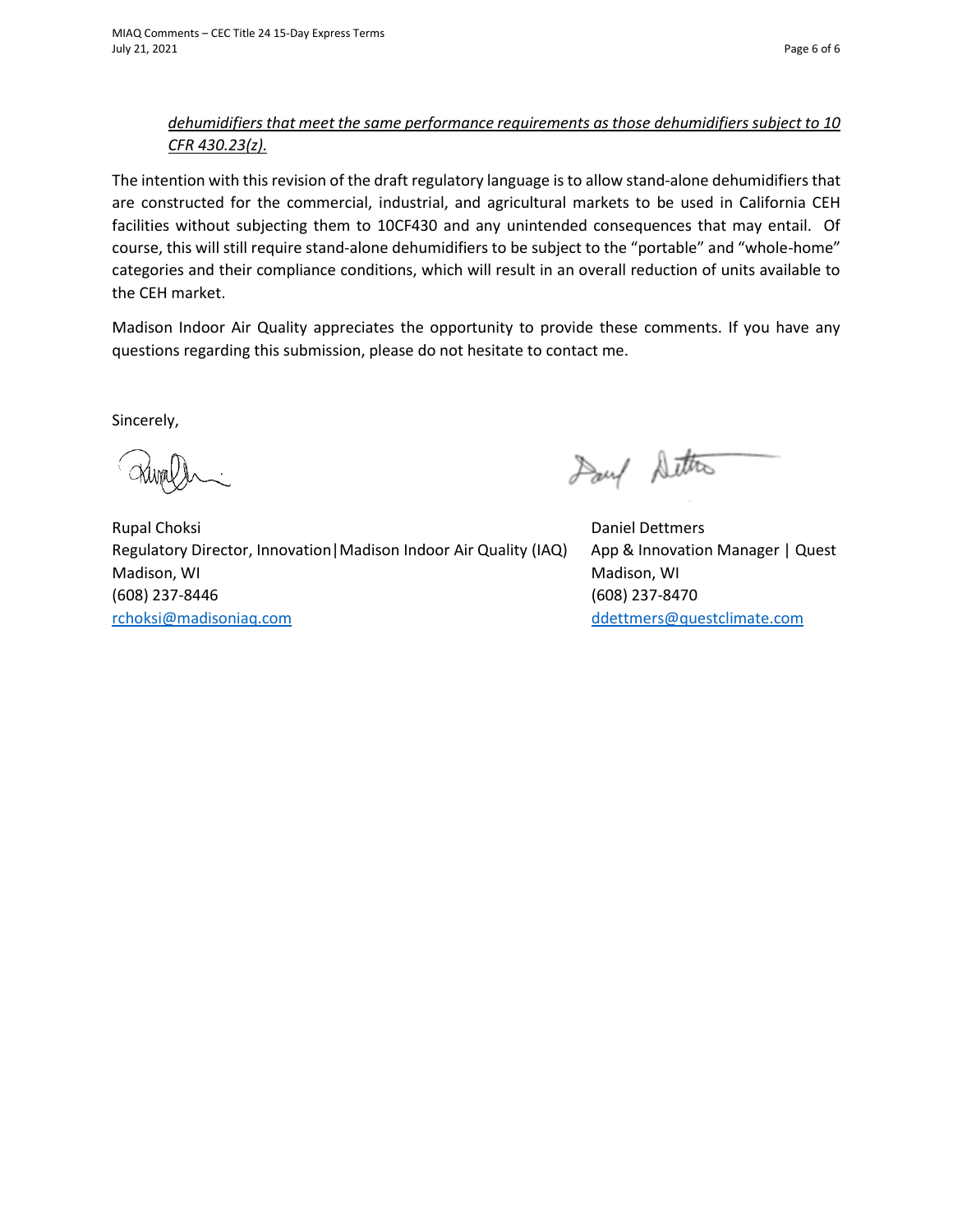*<u>dehumidifiers that meet the same performance requirements as those dehumidifiers subject to 10 CFR 430.23(z).</u>*

The intention with this revision of the draft regulatory language is to allow stand-alone dehumidifiers that are constructed for the commercial, industrial, and agricultural markets to be used in California CEH facilities without subjecting them to 10CF430 and any unintended consequences that may entail. Of course, this will still require stand-alone dehumidifiers to be subject to the "portable" and "whole-home" categories and their compliance conditions, which will result in an overall reduction of units available to the CEH market.

Madison Indoor Air Quality appreciates the opportunity to provide these comments. If you have any questions regarding this submission, please do not hesitate to contact me.

Sincerely,

Rupal Choksi
Regulatory Director, Innovation|Madison Indoor Air Quality (IAQ)
Madison, WI
(608) 237-8446
rchoksi@madisoniaq.com

Daniel Dettmers
App & Innovation Manager | Quest
Madison, WI
(608) 237-8470
ddettmers@questclimate.com